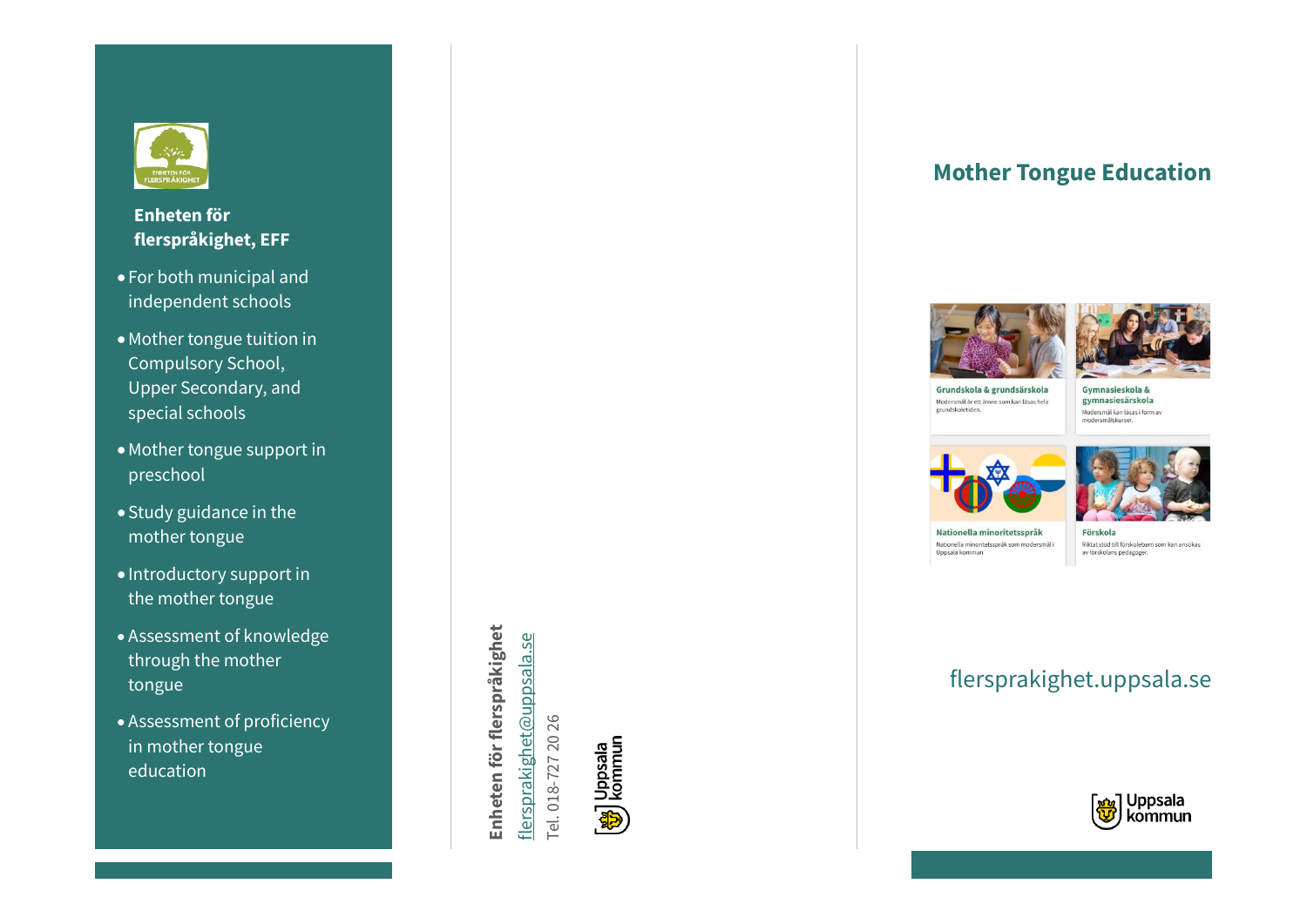ENHETEN FÖR FLERSPRÅKIGHET

**Enheten för flerspråkighet, EFF**

- For both municipal and independent schools
- Mother tongue tuition in Compulsory School, Upper Secondary, and special schools
- Mother tongue support in preschool
- Study guidance in the mother tongue
- Introductory support in the mother tongue
- Assessment of knowledge through the mother tongue
- Assessment of proficiency in mother tongue education

**Enheten för flerspråkighet**

flersprakighet@uppsala.se

Tel. 018-727 20 26

Uppsala kommun

# Mother Tongue Education

**Grundskola & grundsärskola**

Modersmål är ett ämne som kan läsas hela grundskoletiden.

**Gymnasieskola & gymnasiesärskola**

Modersmål kan läsas i form av modersmålskurser.

**Nationella minoritetsspråk**

Nationella minoritetsspråk som modersmål i Uppsala kommun

**Förskola**

Riktat stöd till förskolebarn som kan ansökas av förskolans pedagoger.

flersprakighet.uppsala.se

Uppsala kommun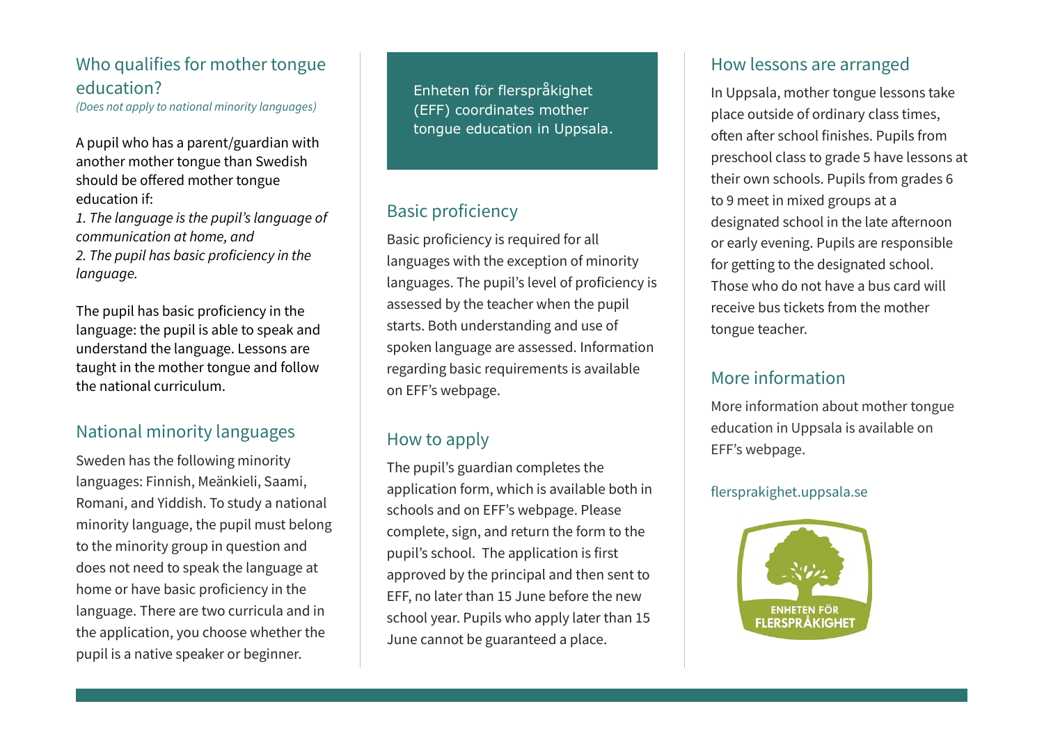## Who qualifies for mother tongue education?

*(Does not apply to national minority languages)*

A pupil who has a parent/guardian with another mother tongue than Swedish should be offered mother tongue education if:

*1. The language is the pupil's language of communication at home, and*
*2. The pupil has basic proficiency in the language.*

The pupil has basic proficiency in the language: the pupil is able to speak and understand the language. Lessons are taught in the mother tongue and follow the national curriculum.

## National minority languages

Sweden has the following minority languages: Finnish, Meänkieli, Saami, Romani, and Yiddish. To study a national minority language, the pupil must belong to the minority group in question and does not need to speak the language at home or have basic proficiency in the language. There are two curricula and in the application, you choose whether the pupil is a native speaker or beginner.

Enheten för flerspråkighet (EFF) coordinates mother tongue education in Uppsala.

## Basic proficiency

Basic proficiency is required for all languages with the exception of minority languages. The pupil's level of proficiency is assessed by the teacher when the pupil starts. Both understanding and use of spoken language are assessed. Information regarding basic requirements is available on EFF's webpage.

## How to apply

The pupil's guardian completes the application form, which is available both in schools and on EFF's webpage. Please complete, sign, and return the form to the pupil's school. The application is first approved by the principal and then sent to EFF, no later than 15 June before the new school year. Pupils who apply later than 15 June cannot be guaranteed a place.

## How lessons are arranged

In Uppsala, mother tongue lessons take place outside of ordinary class times, often after school finishes. Pupils from preschool class to grade 5 have lessons at their own schools. Pupils from grades 6 to 9 meet in mixed groups at a designated school in the late afternoon or early evening. Pupils are responsible for getting to the designated school. Those who do not have a bus card will receive bus tickets from the mother tongue teacher.

## More information

More information about mother tongue education in Uppsala is available on EFF's webpage.

flersprakighet.uppsala.se

ENHETEN FÖR FLERSPRÅKIGHET